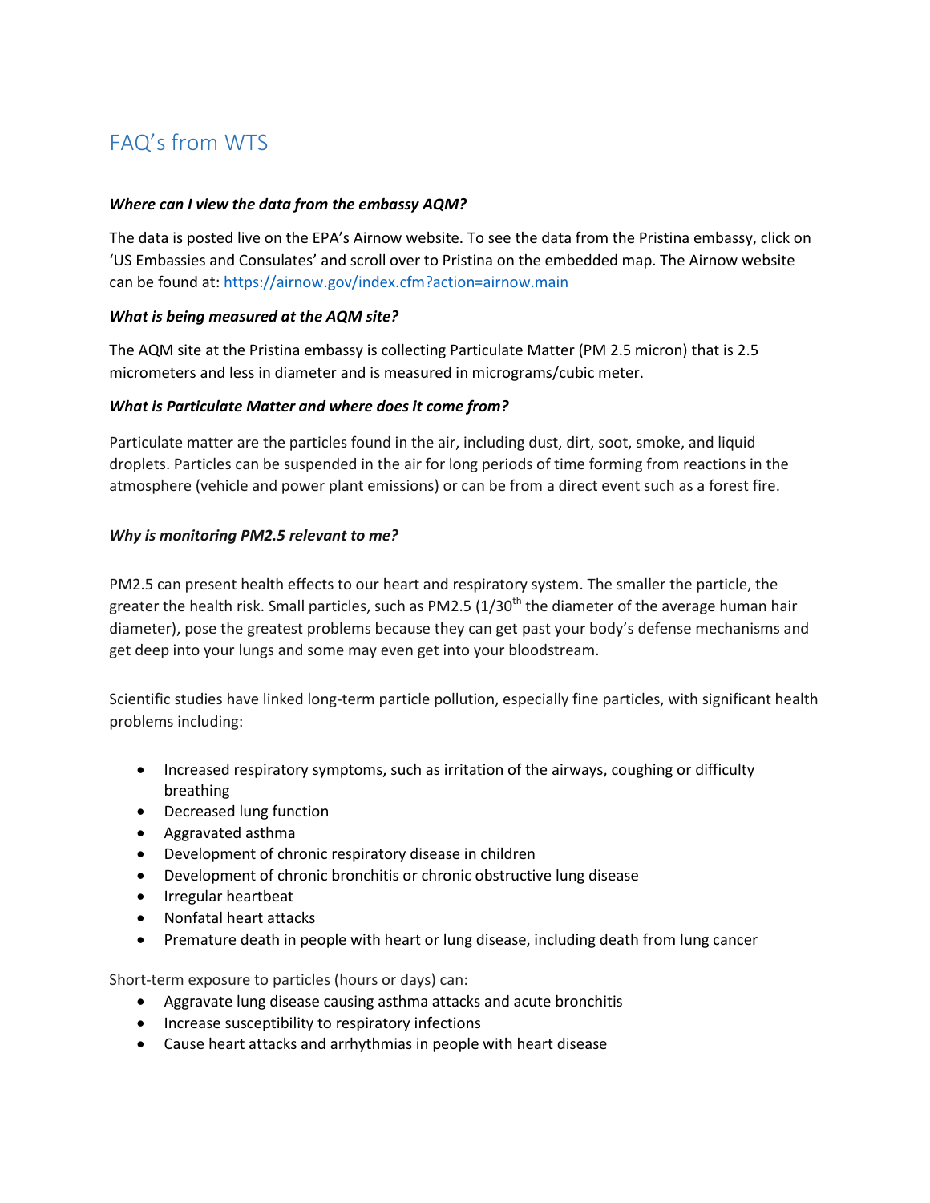# FAQ's from WTS

***Where can I view the data from the embassy AQM?***

The data is posted live on the EPA's Airnow website. To see the data from the Pristina embassy, click on 'US Embassies and Consulates' and scroll over to Pristina on the embedded map. The Airnow website can be found at: https://airnow.gov/index.cfm?action=airnow.main

***What is being measured at the AQM site?***

The AQM site at the Pristina embassy is collecting Particulate Matter (PM 2.5 micron) that is 2.5 micrometers and less in diameter and is measured in micrograms/cubic meter.

***What is Particulate Matter and where does it come from?***

Particulate matter are the particles found in the air, including dust, dirt, soot, smoke, and liquid droplets. Particles can be suspended in the air for long periods of time forming from reactions in the atmosphere (vehicle and power plant emissions) or can be from a direct event such as a forest fire.

***Why is monitoring PM2.5 relevant to me?***

PM2.5 can present health effects to our heart and respiratory system. The smaller the particle, the greater the health risk. Small particles, such as PM2.5 (1/30$^{th}$ the diameter of the average human hair diameter), pose the greatest problems because they can get past your body's defense mechanisms and get deep into your lungs and some may even get into your bloodstream.

Scientific studies have linked long-term particle pollution, especially fine particles, with significant health problems including:

- Increased respiratory symptoms, such as irritation of the airways, coughing or difficulty breathing
- Decreased lung function
- Aggravated asthma
- Development of chronic respiratory disease in children
- Development of chronic bronchitis or chronic obstructive lung disease
- Irregular heartbeat
- Nonfatal heart attacks
- Premature death in people with heart or lung disease, including death from lung cancer

Short-term exposure to particles (hours or days) can:

- Aggravate lung disease causing asthma attacks and acute bronchitis
- Increase susceptibility to respiratory infections
- Cause heart attacks and arrhythmias in people with heart disease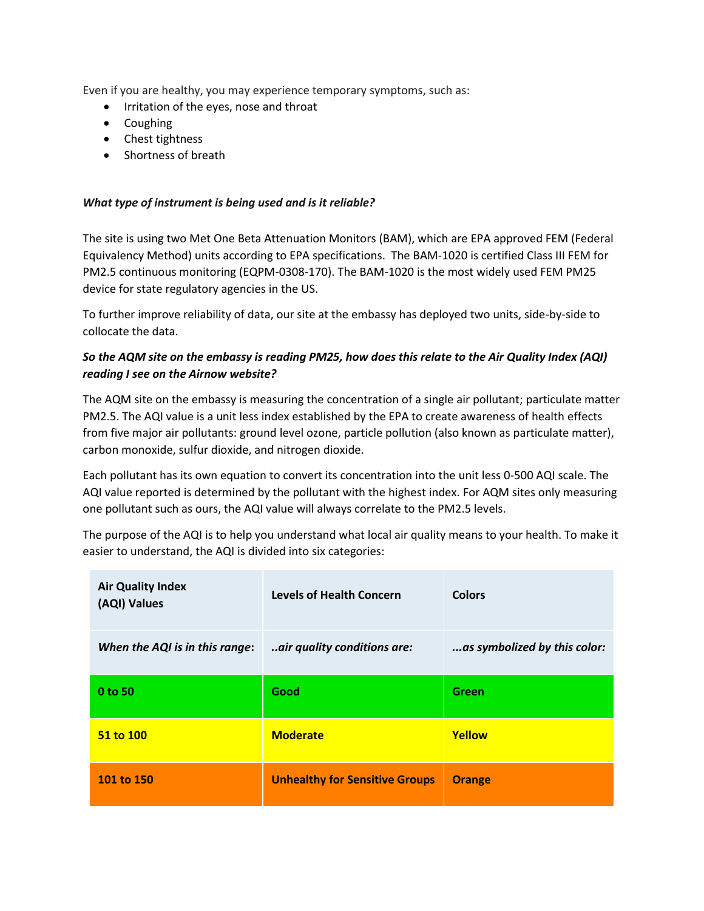Even if you are healthy, you may experience temporary symptoms, such as:

- Irritation of the eyes, nose and throat
- Coughing
- Chest tightness
- Shortness of breath

***What type of instrument is being used and is it reliable?***

The site is using two Met One Beta Attenuation Monitors (BAM), which are EPA approved FEM (Federal Equivalency Method) units according to EPA specifications. The BAM-1020 is certified Class III FEM for PM2.5 continuous monitoring (EQPM-0308-170). The BAM-1020 is the most widely used FEM PM25 device for state regulatory agencies in the US.

To further improve reliability of data, our site at the embassy has deployed two units, side-by-side to collocate the data.

***So the AQM site on the embassy is reading PM25, how does this relate to the Air Quality Index (AQI) reading I see on the Airnow website?***

The AQM site on the embassy is measuring the concentration of a single air pollutant; particulate matter PM2.5. The AQI value is a unit less index established by the EPA to create awareness of health effects from five major air pollutants: ground level ozone, particle pollution (also known as particulate matter), carbon monoxide, sulfur dioxide, and nitrogen dioxide.

Each pollutant has its own equation to convert its concentration into the unit less 0-500 AQI scale. The AQI value reported is determined by the pollutant with the highest index. For AQM sites only measuring one pollutant such as ours, the AQI value will always correlate to the PM2.5 levels.

The purpose of the AQI is to help you understand what local air quality means to your health. To make it easier to understand, the AQI is divided into six categories:

| **Air Quality Index (AQI) Values** | **Levels of Health Concern** | **Colors** |
|---|---|---|
| ***When the AQI is in this range:*** | ***..air quality conditions are:*** | ***...as symbolized by this color:*** |
| **0 to 50** | **Good** | **Green** |
| **51 to 100** | **Moderate** | **Yellow** |
| **101 to 150** | **Unhealthy for Sensitive Groups** | **Orange** |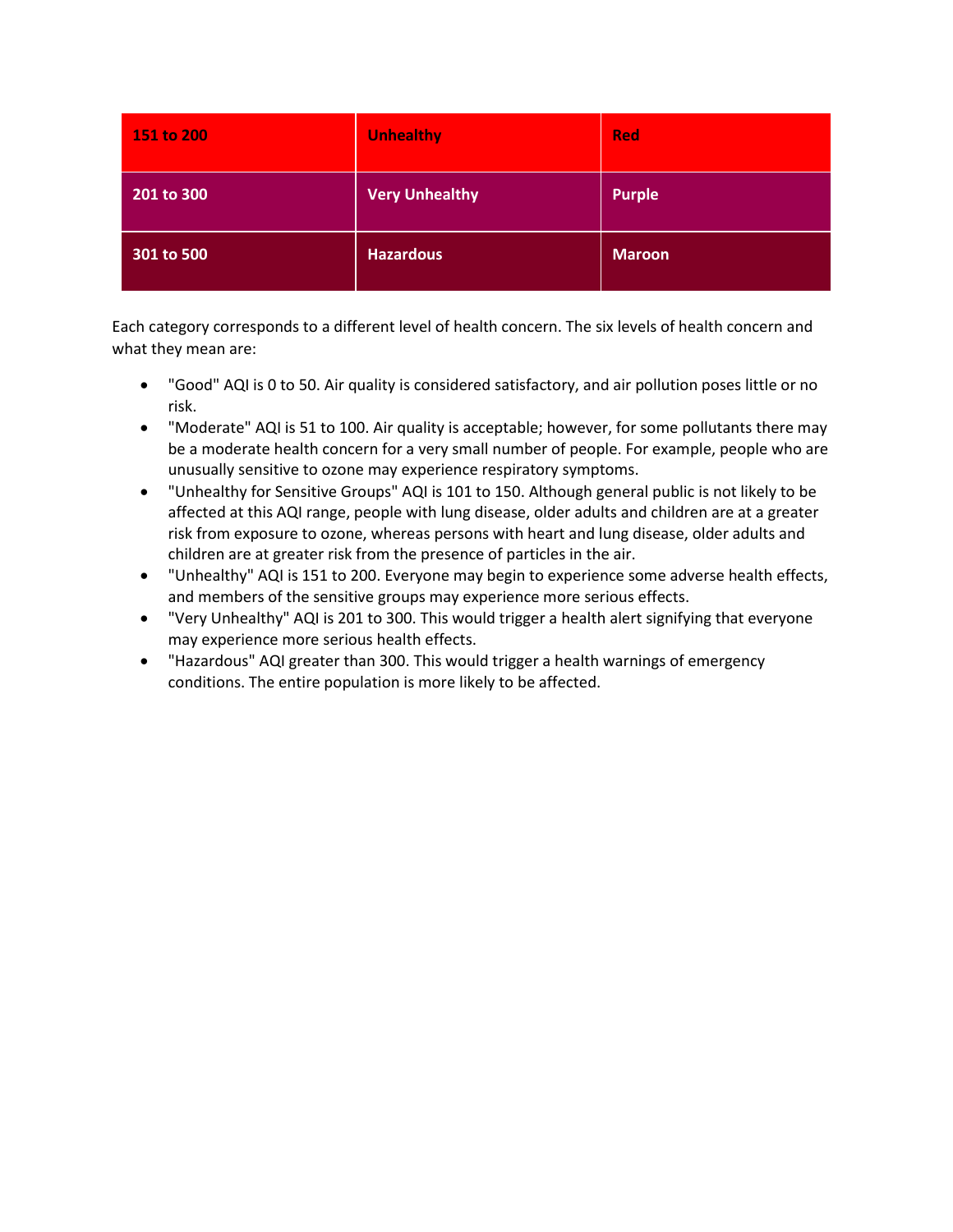| | | |
|---|---|---|
| **151 to 200** | **Unhealthy** | **Red** |
| **201 to 300** | **Very Unhealthy** | **Purple** |
| **301 to 500** | **Hazardous** | **Maroon** |

Each category corresponds to a different level of health concern. The six levels of health concern and what they mean are:

- "Good" AQI is 0 to 50. Air quality is considered satisfactory, and air pollution poses little or no risk.
- "Moderate" AQI is 51 to 100. Air quality is acceptable; however, for some pollutants there may be a moderate health concern for a very small number of people. For example, people who are unusually sensitive to ozone may experience respiratory symptoms.
- "Unhealthy for Sensitive Groups" AQI is 101 to 150. Although general public is not likely to be affected at this AQI range, people with lung disease, older adults and children are at a greater risk from exposure to ozone, whereas persons with heart and lung disease, older adults and children are at greater risk from the presence of particles in the air.
- "Unhealthy" AQI is 151 to 200. Everyone may begin to experience some adverse health effects, and members of the sensitive groups may experience more serious effects.
- "Very Unhealthy" AQI is 201 to 300. This would trigger a health alert signifying that everyone may experience more serious health effects.
- "Hazardous" AQI greater than 300. This would trigger a health warnings of emergency conditions. The entire population is more likely to be affected.